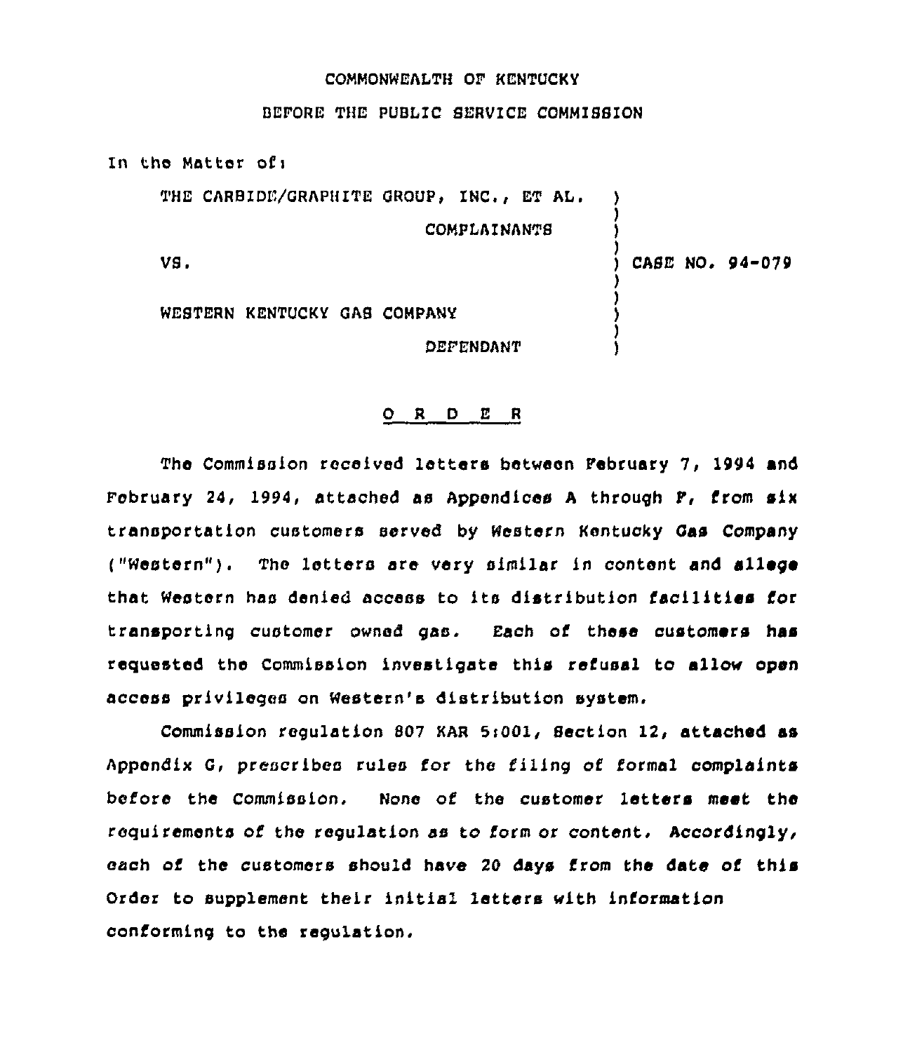COMMONWEALTH OF KENTUCKY

BEFORE THE PUBLIC SERVICE COMMISSION

In the Matter of:

| | | |
|---|---|---|
| THE CARBIDE/GRAPHITE GROUP, INC., ET AL. | ) | |
| COMPLAINANTS | ) | |
| VS. | ) | CASE NO. 94-079 |
| WESTERN KENTUCKY GAS COMPANY | ) | |
| DEFENDANT | ) | |

## O R D E R

The Commission received letters between February 7, 1994 and February 24, 1994, attached as Appendices A through F, from six transportation customers served by Western Kentucky Gas Company ("Western"). The letters are very similar in content and allege that Western has denied access to its distribution facilities for transporting customer owned gas. Each of these customers has requested the Commission investigate this refusal to allow open access privileges on Western's distribution system.

Commission regulation 807 KAR 5:001, Section 12, attached as Appendix G, prescribes rules for the filing of formal complaints before the Commission. None of the customer letters meet the requirements of the regulation as to form or content. Accordingly, each of the customers should have 20 days from the date of this Order to supplement their initial letters with information conforming to the regulation.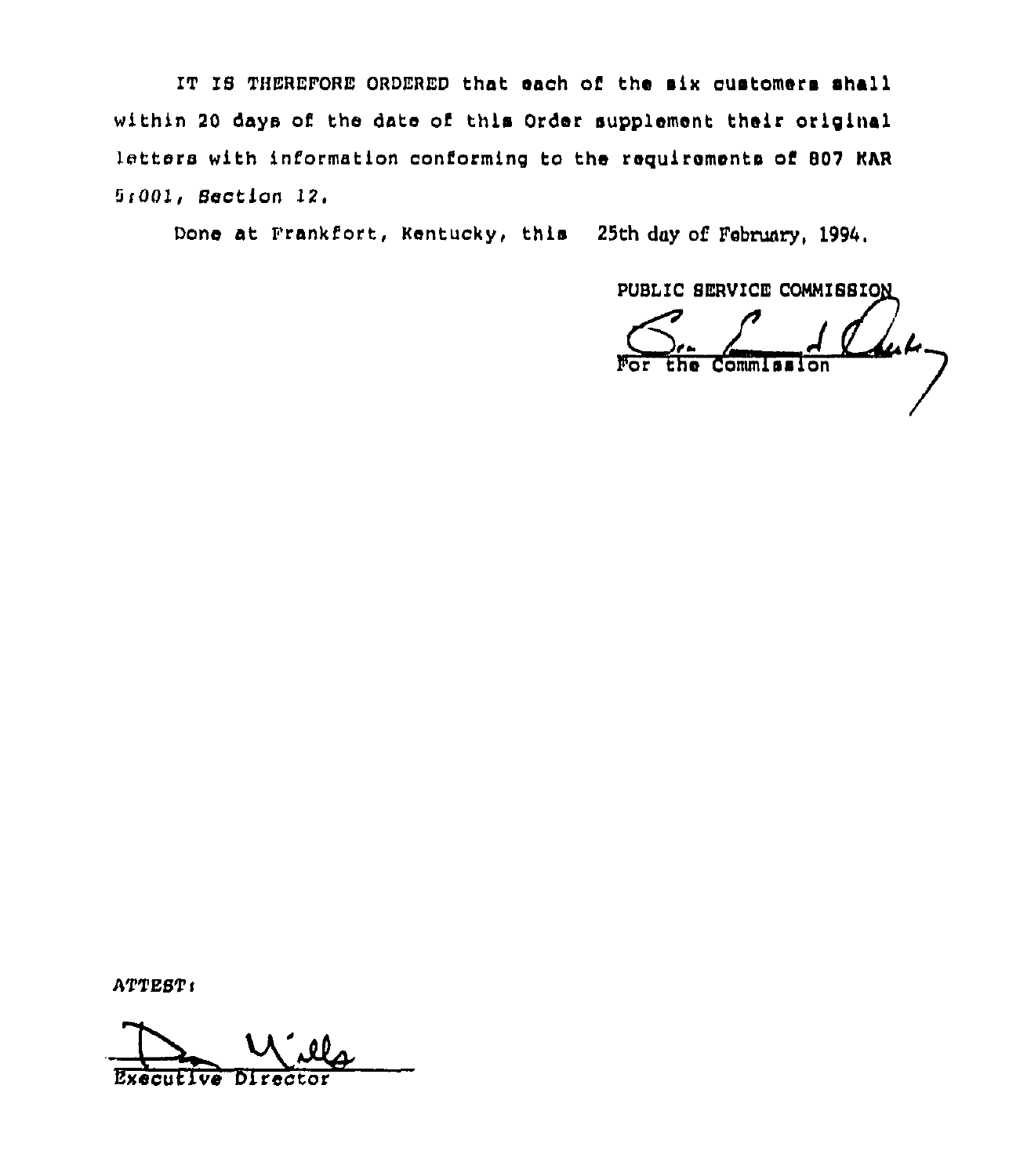IT IS THEREFORE ORDERED that each of the six customers shall within 20 days of the date of this Order supplement their original letters with information conforming to the requirements of 807 KAR 5:001, Section 12.

Done at Frankfort, Kentucky, this 25th day of February, 1994.

PUBLIC SERVICE COMMISSION

For the Commission

ATTEST:

Executive Director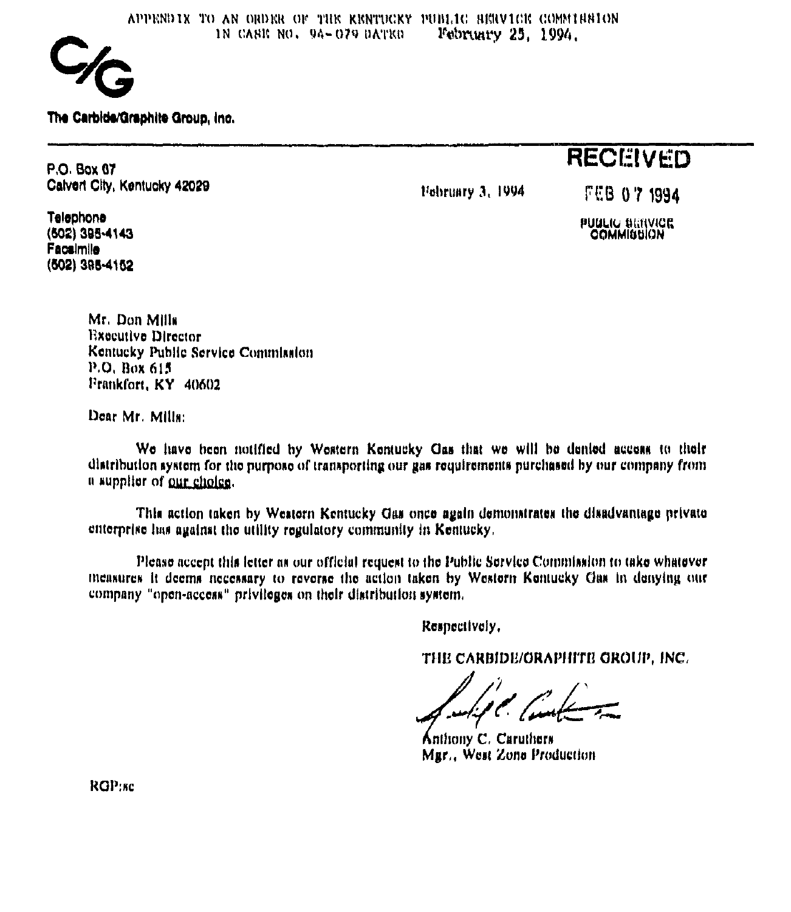APPENDIX TO AN ORDER OF THE KENTUCKY PUBLIC SERVICE COMMISSION IN CASE NO. 94-079 DATED February 25, 1994.

C/G

**The Carbide/Graphite Group, Inc.**

---

P.O. Box 67
Calvert City, Kentucky 42029

Telephone
(502) 395-4143
Facsimile
(502) 395-4152

February 3, 1994

**RECEIVED**

FEB 07 1994

PUBLIC SERVICE COMMISSION

Mr. Don Mills
Executive Director
Kentucky Public Service Commission
P.O. Box 615
Frankfort, KY 40602

Dear Mr. Mills:

We have been notified by Western Kentucky Gas that we will be denied access to their distribution system for the purpose of transporting our gas requirements purchased by our company from a supplier of our choice.

This action taken by Western Kentucky Gas once again demonstrates the disadvantage private enterprise has against the utility regulatory community in Kentucky.

Please accept this letter as our official request to the Public Service Commission to take whatever measures it deems necessary to reverse the action taken by Western Kentucky Gas in denying our company "open-access" privileges on their distribution system.

Respectively,

THE CARBIDE/GRAPHITE GROUP, INC.

Anthony C. Caruthers
Mgr., West Zone Production

RGP:sc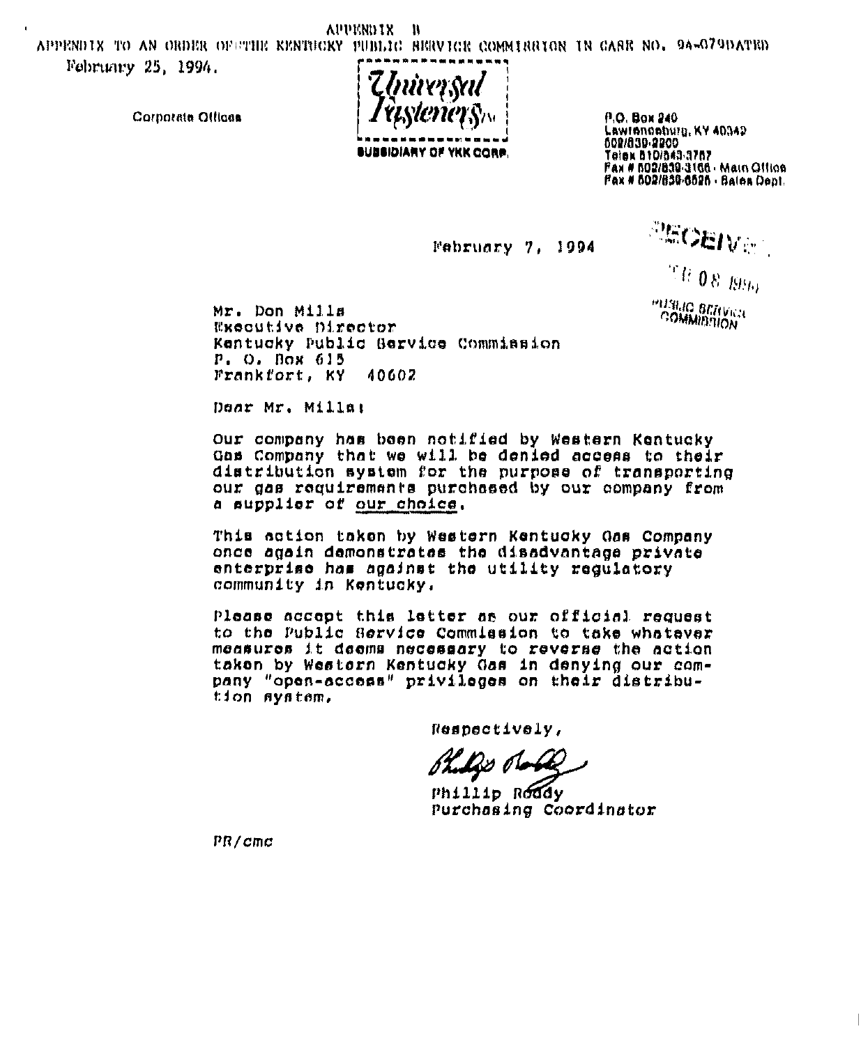APPENDIX B

APPENDIX TO AN ORDER OF THE KENTUCKY PUBLIC SERVICE COMMISSION IN CASE NO. 94-079 DATED February 25, 1994.

Corporate Offices

Universal Fasteners

SUBSIDIARY OF YKK CORP.

P.O. Box 240
Lawrenceburg, KY 40342
502/839-2200
Telex 810/543-3787
Fax # 502/839-3166 - Main Office
Fax # 502/839-6526 - Sales Dept.

February 7, 1994

RECEIVED

FEB 08 1994

PUBLIC SERVICE COMMISSION

Mr. Don Mills
Executive Director
Kentucky Public Service Commission
P. O. Box 615
Frankfort, KY 40602

Dear Mr. Mills:

Our company has been notified by Western Kentucky Gas Company that we will be denied access to their distribution system for the purpose of transporting our gas requirements purchased by our company from a supplier of our choice.

This action taken by Western Kentucky Gas Company once again demonstrates the disadvantage private enterprise has against the utility regulatory community in Kentucky.

Please accept this letter as our official request to the Public Service Commission to take whatever measures it deems necessary to reverse the action taken by Western Kentucky Gas in denying our company "open-access" privileges on their distribution system.

Respectively,

Phillip Roddy
Purchasing Coordinator

PR/cmc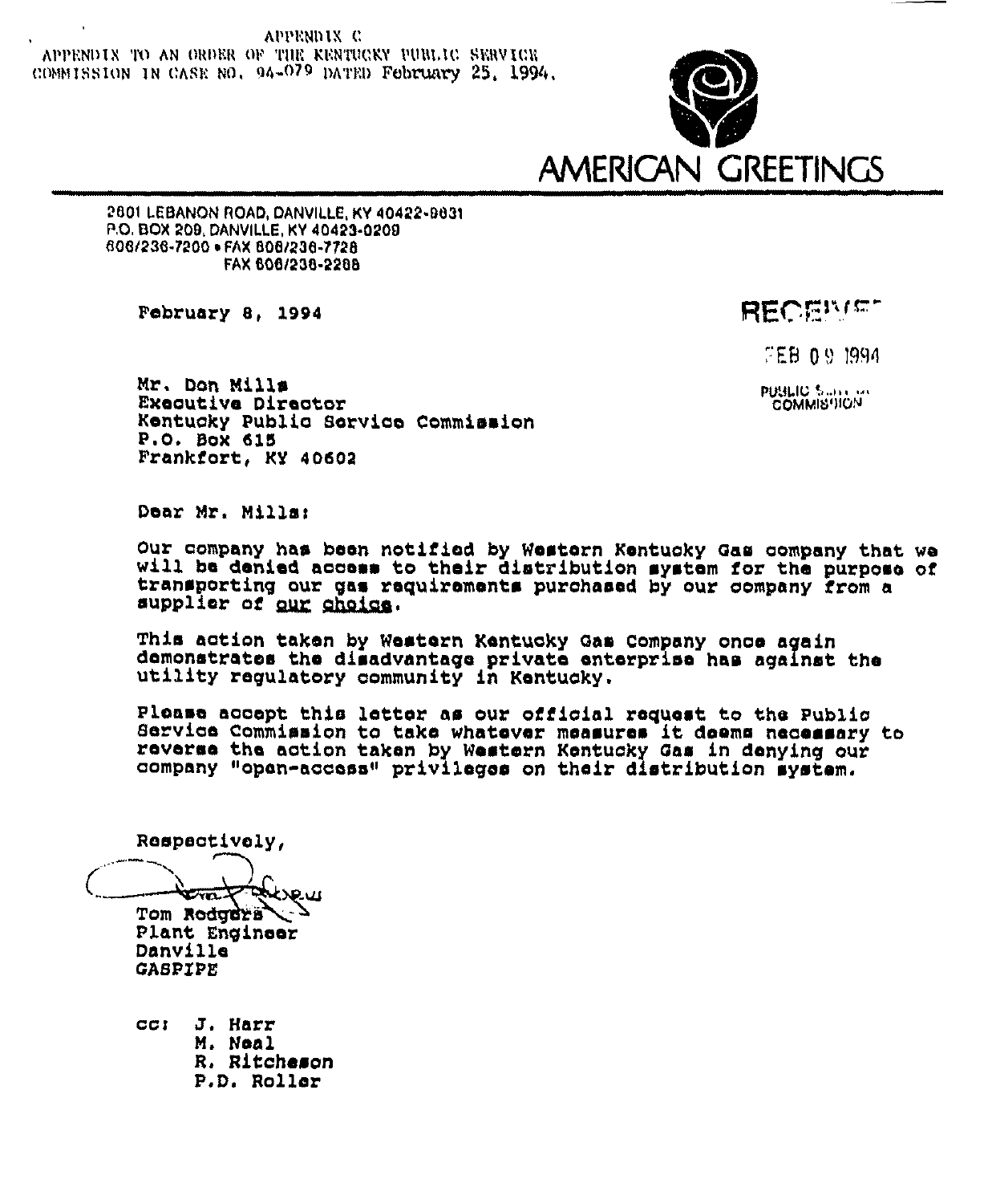APPENDIX C
APPENDIX TO AN ORDER OF THE KENTUCKY PUBLIC SERVICE COMMISSION IN CASE NO. 94-079 DATED February 25, 1994.

AMERICAN GREETINGS

2601 LEBANON ROAD, DANVILLE, KY 40422-9631
P.O. BOX 209, DANVILLE, KY 40423-0209
606/236-7200 • FAX 606/236-7728
FAX 606/236-2288

February 8, 1994

RECEIVED

FEB 09 1994

PUBLIC SERVICE COMMISSION

Mr. Don Mills
Executive Director
Kentucky Public Service Commission
P.O. Box 615
Frankfort, KY 40602

Dear Mr. Mills:

Our company has been notified by Western Kentucky Gas company that we will be denied access to their distribution system for the purpose of transporting our gas requirements purchased by our company from a supplier of our choice.

This action taken by Western Kentucky Gas Company once again demonstrates the disadvantage private enterprise has against the utility regulatory community in Kentucky.

Please accept this letter as our official request to the Public Service Commission to take whatever measures it deems necessary to reverse the action taken by Western Kentucky Gas in denying our company "open-access" privileges on their distribution system.

Respectively,

Tom Rodgers
Plant Engineer
Danville
GASPIPE

cc: J. Harr
M. Neal
R. Ritcheson
P.D. Roller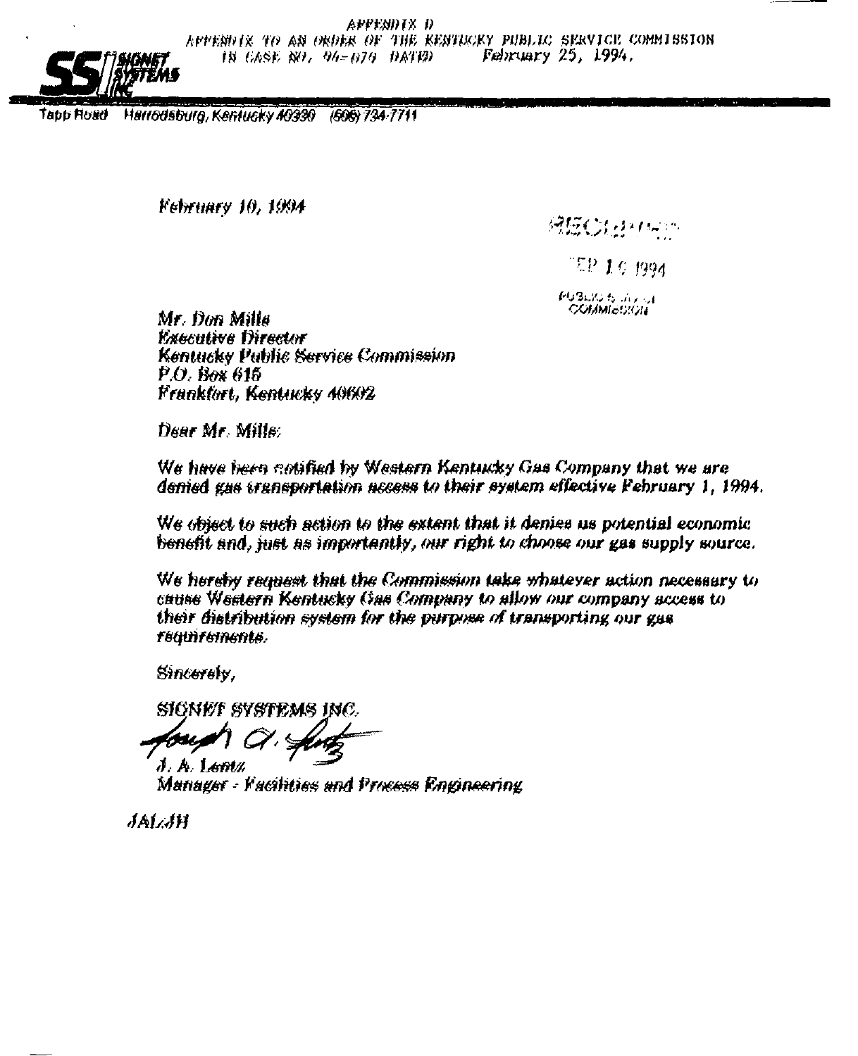APPENDIX D
APPENDIX TO AN ORDER OF THE KENTUCKY PUBLIC SERVICE COMMISSION
IN CASE NO. 94-070 DATED February 25, 1994.

SS SIGNET SYSTEMS INC

Tapp Road Harrodsburg, Kentucky 40330 (606) 734-7711

February 10, 1994

RECEIVED

FEB 1 ? 1994

PUBLIC SERVICE COMMISSION

Mr. Don Mills
Executive Director
Kentucky Public Service Commission
P.O. Box 615
Frankfort, Kentucky 40602

Dear Mr. Mills:

We have been notified by Western Kentucky Gas Company that we are denied gas transportation access to their system effective February 1, 1994.

We object to such action to the extent that it denies us potential economic benefit and, just as importantly, our right to choose our gas supply source.

We hereby request that the Commission take whatever action necessary to cause Western Kentucky Gas Company to allow our company access to their distribution system for the purpose of transporting our gas requirements.

Sincerely,

SIGNET SYSTEMS INC.

Joseph A. Lentz

J. A. Lentz
Manager - Facilities and Process Engineering

JAL:JH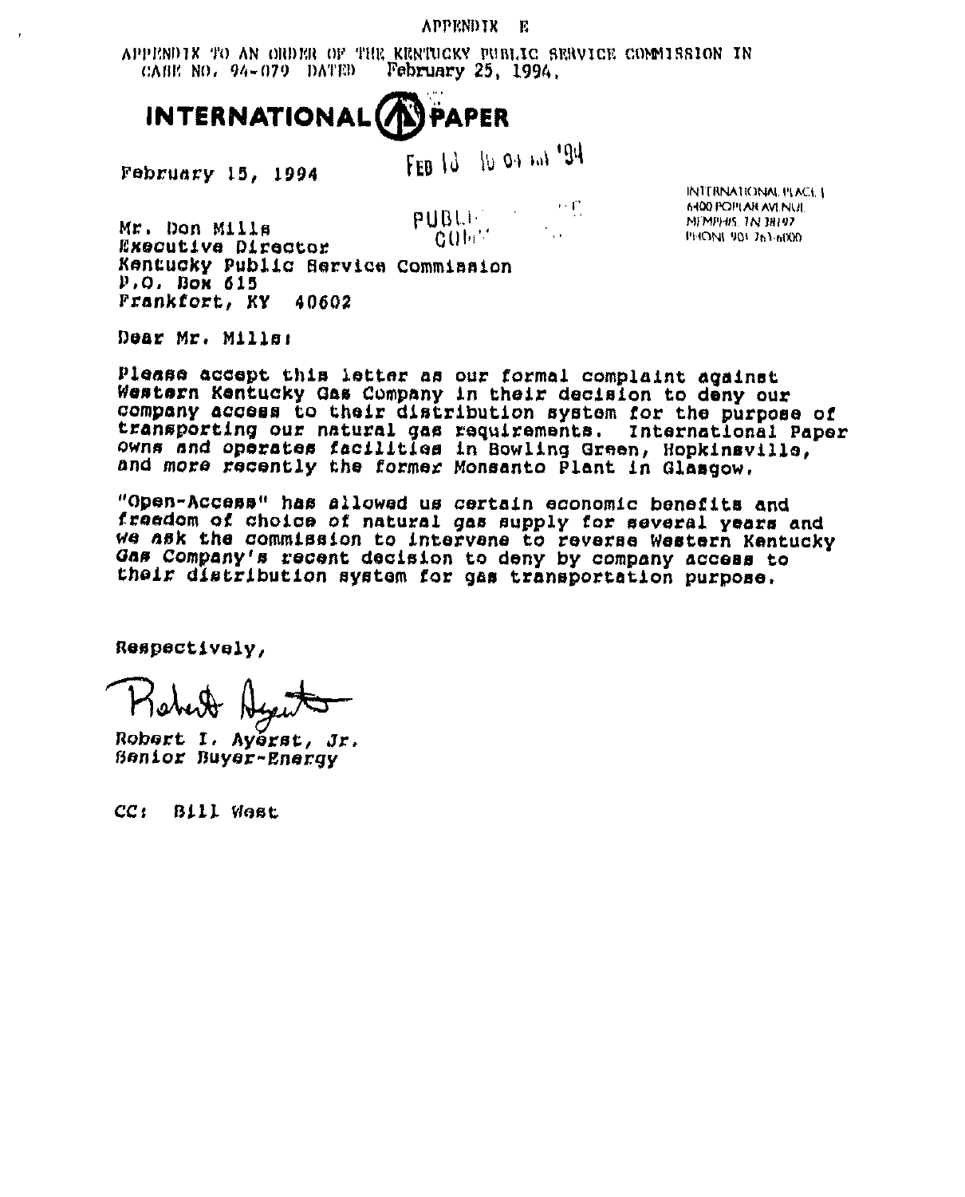APPENDIX E

APPENDIX TO AN ORDER OF THE KENTUCKY PUBLIC SERVICE COMMISSION IN CASE NO. 94-079 DATED February 25, 1994.

**INTERNATIONAL PAPER**

February 15, 1994

FEB 18 10 04 AM '94

PUBLIC COM

INTERNATIONAL PLACE I
6400 POPLAR AVENUE
MEMPHIS, TN 38197
PHONE 901 763-6000

Mr. Don Mills
Executive Director
Kentucky Public Service Commission
P.O. Box 615
Frankfort, KY 40602

Dear Mr. Mills:

Please accept this letter as our formal complaint against Western Kentucky Gas Company in their decision to deny our company access to their distribution system for the purpose of transporting our natural gas requirements. International Paper owns and operates facilities in Bowling Green, Hopkinsville, and more recently the former Monsanto Plant in Glasgow.

"Open-Access" has allowed us certain economic benefits and freedom of choice of natural gas supply for several years and we ask the commission to intervene to reverse Western Kentucky Gas Company's recent decision to deny by company access to their distribution system for gas transportation purpose.

Respectively,

Robert Ayerst

Robert I. Ayerst, Jr.
Senior Buyer-Energy

CC: Bill West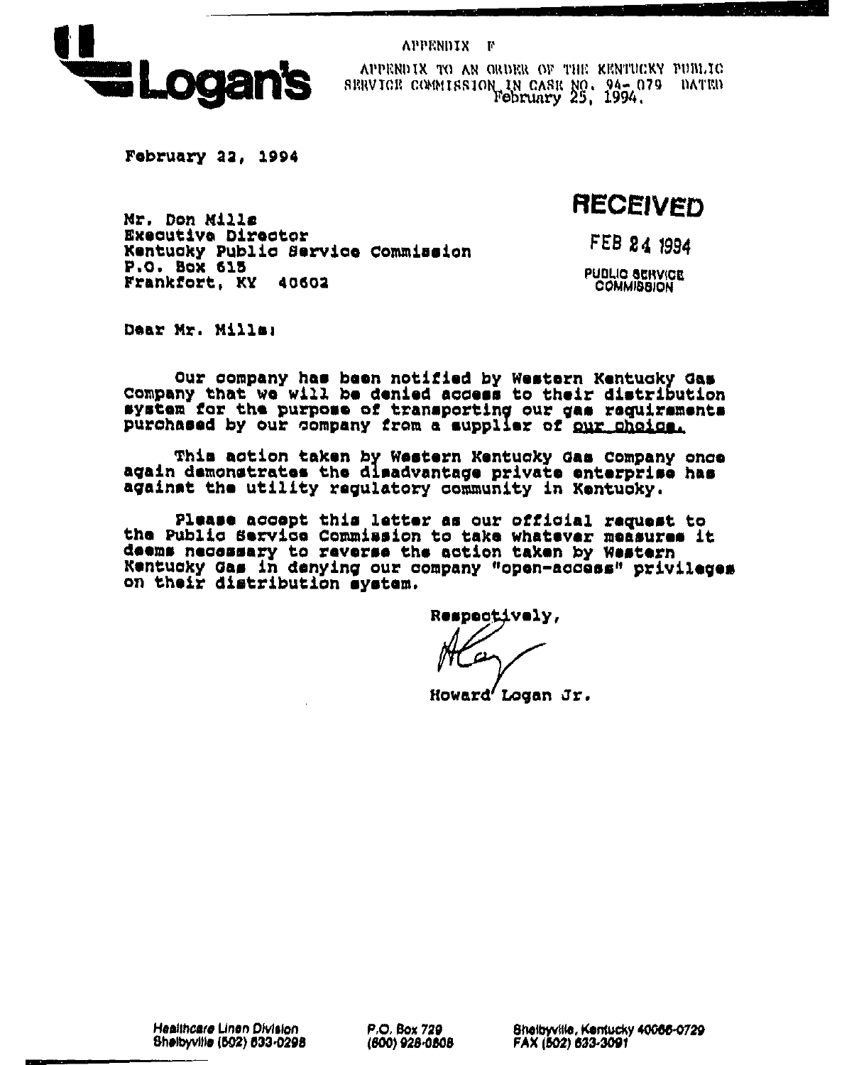**Logan's**

APPENDIX F

APPENDIX TO AN ORDER OF THE KENTUCKY PUBLIC SERVICE COMMISSION IN CASE NO. 94-079 DATED February 25, 1994.

February 22, 1994

**RECEIVED**

FEB 24 1994

PUBLIC SERVICE COMMISSION

Mr. Don Mills
Executive Director
Kentucky Public Service Commission
P.O. Box 615
Frankfort, KY 40602

Dear Mr. Mills:

Our company has been notified by Western Kentucky Gas Company that we will be denied access to their distribution system for the purpose of transporting our gas requirements purchased by our company from a supplier of our choice.

This action taken by Western Kentucky Gas Company once again demonstrates the disadvantage private enterprise has against the utility regulatory community in Kentucky.

Please accept this letter as our official request to the Public Service Commission to take whatever measures it deems necessary to reverse the action taken by Western Kentucky Gas in denying our company "open-access" privileges on their distribution system.

Respectively,

Howard Logan Jr.

*Healthcare Linen Division*
Shelbyville (502) 633-0298

P.O. Box 729
(800) 928-0808

Shelbyville, Kentucky 40066-0729
FAX (502) 633-3091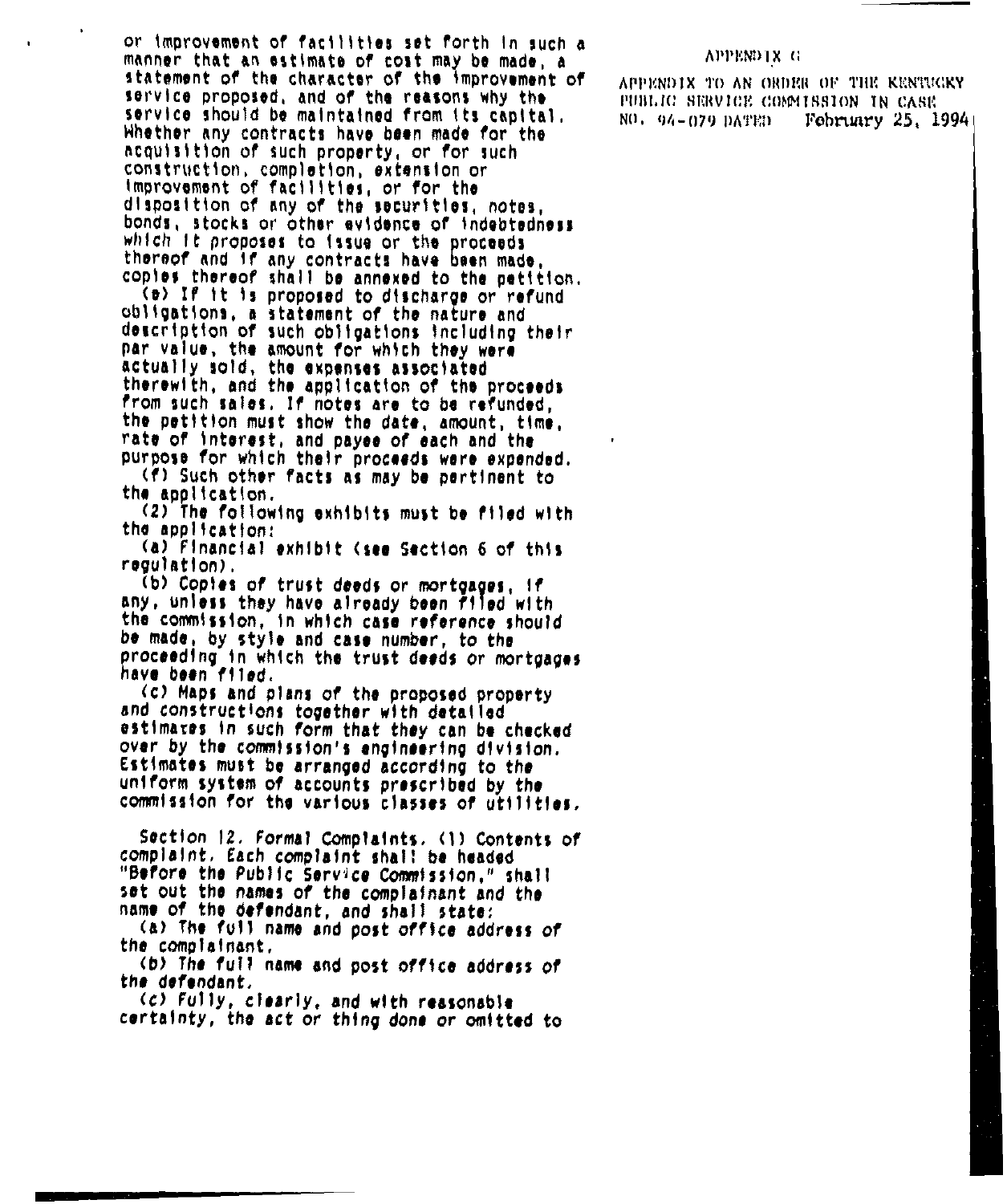APPENDIX G

APPENDIX TO AN ORDER OF THE KENTUCKY PUBLIC SERVICE COMMISSION IN CASE NO. 94-079 DATED February 25, 1994

or improvement of facilities set forth in such a manner that an estimate of cost may be made, a statement of the character of the improvement of service proposed, and of the reasons why the service should be maintained from its capital. Whether any contracts have been made for the acquisition of such property, or for such construction, completion, extension or improvement of facilities, or for the disposition of any of the securities, notes, bonds, stocks or other evidence of indebtedness which it proposes to issue or the proceeds thereof and if any contracts have been made, copies thereof shall be annexed to the petition.

(e) If it is proposed to discharge or refund obligations, a statement of the nature and description of such obligations including their par value, the amount for which they were actually sold, the expenses associated therewith, and the application of the proceeds from such sales. If notes are to be refunded, the petition must show the date, amount, time, rate of interest, and payee of each and the purpose for which their proceeds were expended.

(f) Such other facts as may be pertinent to the application.

(2) The following exhibits must be filed with the application:

(a) Financial exhibit (see Section 6 of this regulation).

(b) Copies of trust deeds or mortgages, if any, unless they have already been filed with the commission, in which case reference should be made, by style and case number, to the proceeding in which the trust deeds or mortgages have been filed.

(c) Maps and plans of the proposed property and constructions together with detailed estimates in such form that they can be checked over by the commission's engineering division. Estimates must be arranged according to the uniform system of accounts prescribed by the commission for the various classes of utilities.

Section 12. *Formal Complaints.* (1) *Contents of complaint.* Each complaint shall be headed "Before the Public Service Commission," shall set out the names of the complainant and the name of the defendant, and shall state:

(a) The full name and post office address of the complainant.

(b) The full name and post office address of the defendant.

(c) Fully, clearly, and with reasonable certainty, the act or thing done or omitted to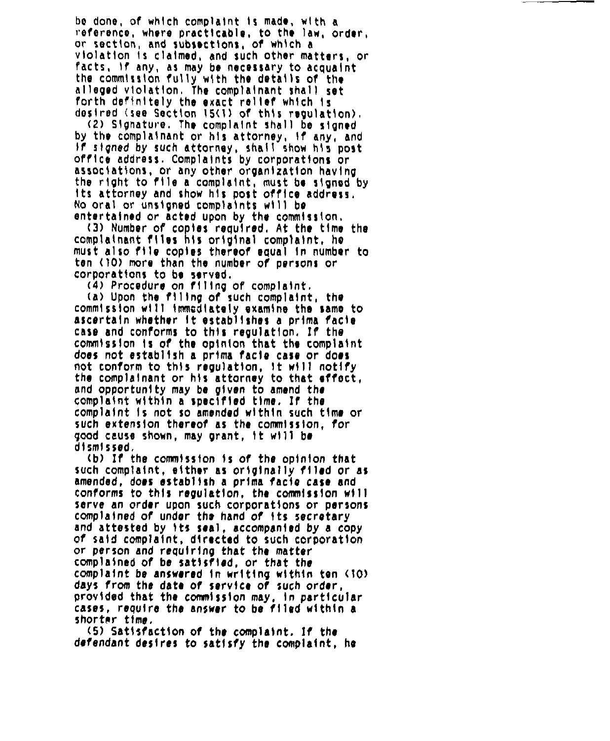be done, of which complaint is made, with a reference, where practicable, to the law, order, or section, and subsections, of which a violation is claimed, and such other matters, or facts, if any, as may be necessary to acquaint the commission fully with the details of the alleged violation. The complainant shall set forth definitely the exact relief which is desired (see Section 15(1) of this regulation).

(2) Signature. The complaint shall be signed by the complainant or his attorney, if any, and if *signed* by such attorney, shall show his post office address. Complaints by corporations or associations, or any other organization having the right to file a complaint, must be signed by its attorney and show his post office address. No oral or unsigned complaints will be entertained or acted upon by the commission.

(3) Number of copies required. At the time the complainant files his original complaint, he must also file copies thereof equal in number to ten (10) more than the number of persons or corporations to be served.

(4) Procedure on filing of complaint.

(a) Upon the filing of such complaint, the commission will immediately examine the same to ascertain whether it establishes a prima facie case and conforms to this regulation. If the commission is of the opinion that the complaint does not establish a prima facie case or does not conform to this regulation, it will notify the complainant or his attorney to that effect, and opportunity may be given to amend the complaint within a specified time. If the complaint is not so amended within such time or such extension thereof as the commission, for good cause shown, may grant, it will be dismissed.

(b) If the commission is of the opinion that such complaint, either as originally filed or as amended, does establish a prima facie case and conforms to this regulation, the commission will serve an order upon such corporations or persons complained of under the hand of its secretary and attested by its seal, accompanied by a copy of said complaint, directed to such corporation or person and requiring that the matter complained of be satisfied, or that the complaint be answered in writing within ten (10) days from the date of service of such order, provided that the commission may, in particular cases, require the answer to be filed within a shorter time.

(5) Satisfaction of the complaint. If the defendant desires to satisfy the complaint, he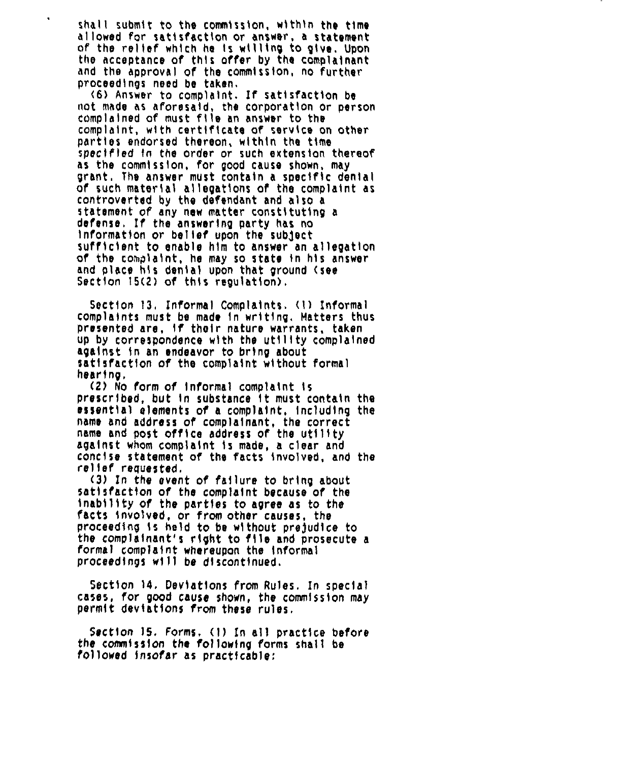shall submit to the commission, within the time allowed for satisfaction or answer, a statement of the relief which he is willing to give. Upon the acceptance of this offer by the complainant and the approval of the commission, no further proceedings need be taken.

(6) Answer to complaint. If satisfaction be not made as aforesaid, the corporation or person complained of must file an answer to the complaint, with certificate of service on other parties endorsed thereon, within the time specified in the order or such extension thereof as the commission, for good cause shown, may grant. The answer must contain a specific denial of such material allegations of the complaint as controverted by the defendant and also a statement of any new matter constituting a defense. If the answering party has no information or belief upon the subject sufficient to enable him to answer an allegation of the complaint, he may so state in his answer and place his denial upon that ground (see Section 15(2) of this regulation).

Section 13. Informal Complaints. (1) Informal complaints must be made in writing. Matters thus presented are, if their nature warrants, taken up by correspondence with the utility complained against in an endeavor to bring about satisfaction of the complaint without formal hearing.

(2) No form of informal complaint is prescribed, but in substance it must contain the essential elements of a complaint, including the name and address of complainant, the correct name and post office address of the utility against whom complaint is made, a clear and concise statement of the facts involved, and the relief requested.

(3) In the event of failure to bring about satisfaction of the complaint because of the inability of the parties to agree as to the facts involved, or from other causes, the proceeding is held to be without prejudice to the complainant's right to file and prosecute a formal complaint whereupon the informal proceedings will be discontinued.

Section 14. Deviations from Rules. In special cases, for good cause shown, the commission may permit deviations from these rules.

Section 15. Forms. (1) In all practice before the commission the following forms shall be followed insofar as practicable: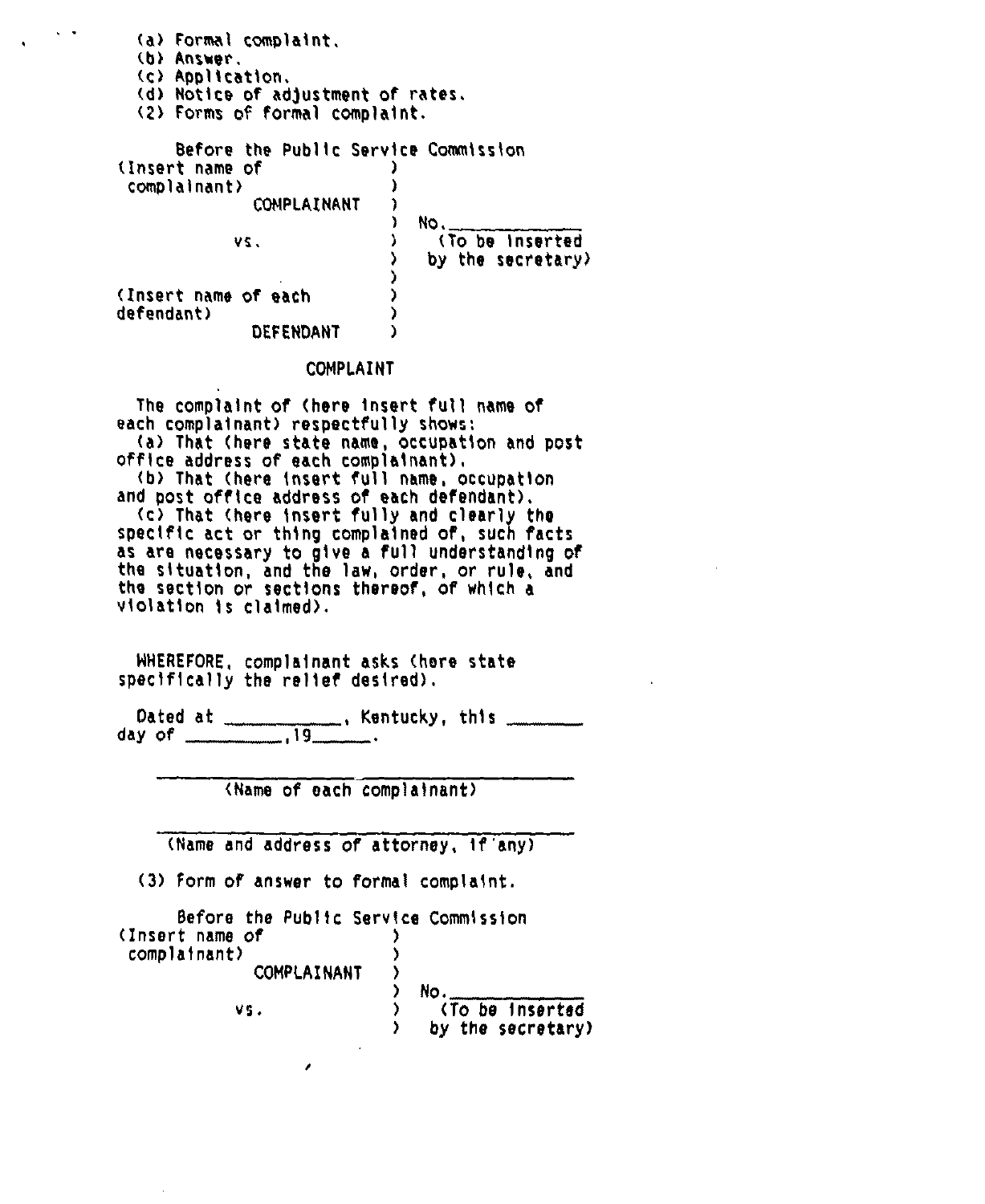(a) Formal complaint.
(b) Answer.
(c) Application.
(d) Notice of adjustment of rates.
(2) Forms of formal complaint.

Before the Public Service Commission

| | | |
|---|---|---|
| (Insert name of complainant) | ) | |
| COMPLAINANT | ) | |
| | ) | No.____________ |
| vs. | ) | (To be inserted by the secretary) |
| | ) | |
| (Insert name of each defendant) | ) | |
| DEFENDANT | ) | |

COMPLAINT

The complaint of (here insert full name of each complainant) respectfully shows:

(a) That (here state name, occupation and post office address of each complainant).

(b) That (here insert full name, occupation and post office address of each defendant).

(c) That (here insert fully and clearly the specific act or thing complained of, such facts as are necessary to give a full understanding of the situation, and the law, order, or rule, and the section or sections thereof, of which a violation is claimed).

WHEREFORE, complainant asks (here state specifically the relief desired).

Dated at ____________, Kentucky, this ________ day of __________, 19______.

______________________________________
(Name of each complainant)

______________________________________
(Name and address of attorney, if any)

(3) Form of answer to formal complaint.

Before the Public Service Commission

| | | |
|---|---|---|
| (Insert name of complainant) | ) | |
| COMPLAINANT | ) | |
| | ) | No.____________ |
| vs. | ) | (To be inserted by the secretary) |